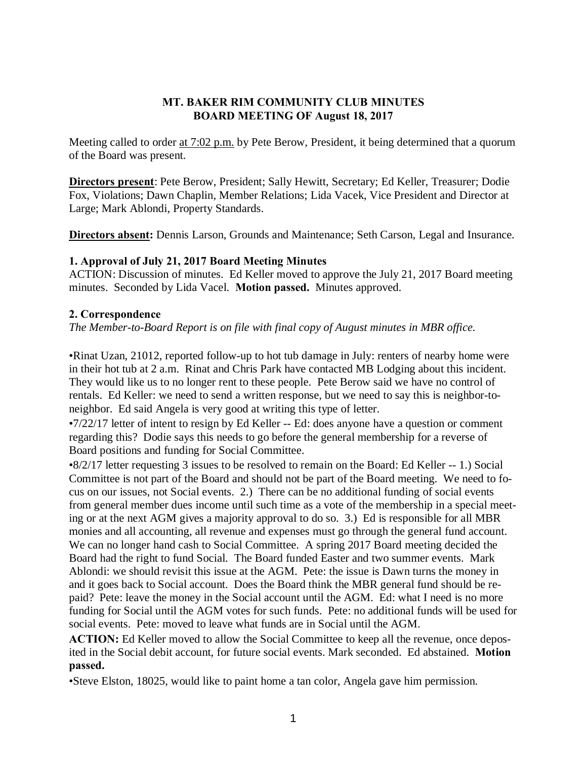**MT. BAKER RIM COMMUNITY CLUB MINUTES**
**BOARD MEETING OF August 18, 2017**

Meeting called to order at 7:02 p.m. by Pete Berow, President, it being determined that a quorum of the Board was present.

**Directors present**: Pete Berow, President; Sally Hewitt, Secretary; Ed Keller, Treasurer; Dodie Fox, Violations; Dawn Chaplin, Member Relations; Lida Vacek, Vice President and Director at Large; Mark Ablondi, Property Standards.

**Directors absent:** Dennis Larson, Grounds and Maintenance; Seth Carson, Legal and Insurance.

### 1. Approval of July 21, 2017 Board Meeting Minutes

ACTION: Discussion of minutes. Ed Keller moved to approve the July 21, 2017 Board meeting minutes. Seconded by Lida Vacel. **Motion passed.** Minutes approved.

### 2. Correspondence

*The Member-to-Board Report is on file with final copy of August minutes in MBR office.*

•Rinat Uzan, 21012, reported follow-up to hot tub damage in July: renters of nearby home were in their hot tub at 2 a.m. Rinat and Chris Park have contacted MB Lodging about this incident. They would like us to no longer rent to these people. Pete Berow said we have no control of rentals. Ed Keller: we need to send a written response, but we need to say this is neighbor-to-neighbor. Ed said Angela is very good at writing this type of letter.

•7/22/17 letter of intent to resign by Ed Keller -- Ed: does anyone have a question or comment regarding this? Dodie says this needs to go before the general membership for a reverse of Board positions and funding for Social Committee.

•8/2/17 letter requesting 3 issues to be resolved to remain on the Board: Ed Keller -- 1.) Social Committee is not part of the Board and should not be part of the Board meeting. We need to focus on our issues, not Social events. 2.) There can be no additional funding of social events from general member dues income until such time as a vote of the membership in a special meeting or at the next AGM gives a majority approval to do so. 3.) Ed is responsible for all MBR monies and all accounting, all revenue and expenses must go through the general fund account. We can no longer hand cash to Social Committee. A spring 2017 Board meeting decided the Board had the right to fund Social. The Board funded Easter and two summer events. Mark Ablondi: we should revisit this issue at the AGM. Pete: the issue is Dawn turns the money in and it goes back to Social account. Does the Board think the MBR general fund should be repaid? Pete: leave the money in the Social account until the AGM. Ed: what I need is no more funding for Social until the AGM votes for such funds. Pete: no additional funds will be used for social events. Pete: moved to leave what funds are in Social until the AGM.

**ACTION:** Ed Keller moved to allow the Social Committee to keep all the revenue, once deposited in the Social debit account, for future social events. Mark seconded. Ed abstained. **Motion passed.**

•Steve Elston, 18025, would like to paint home a tan color, Angela gave him permission.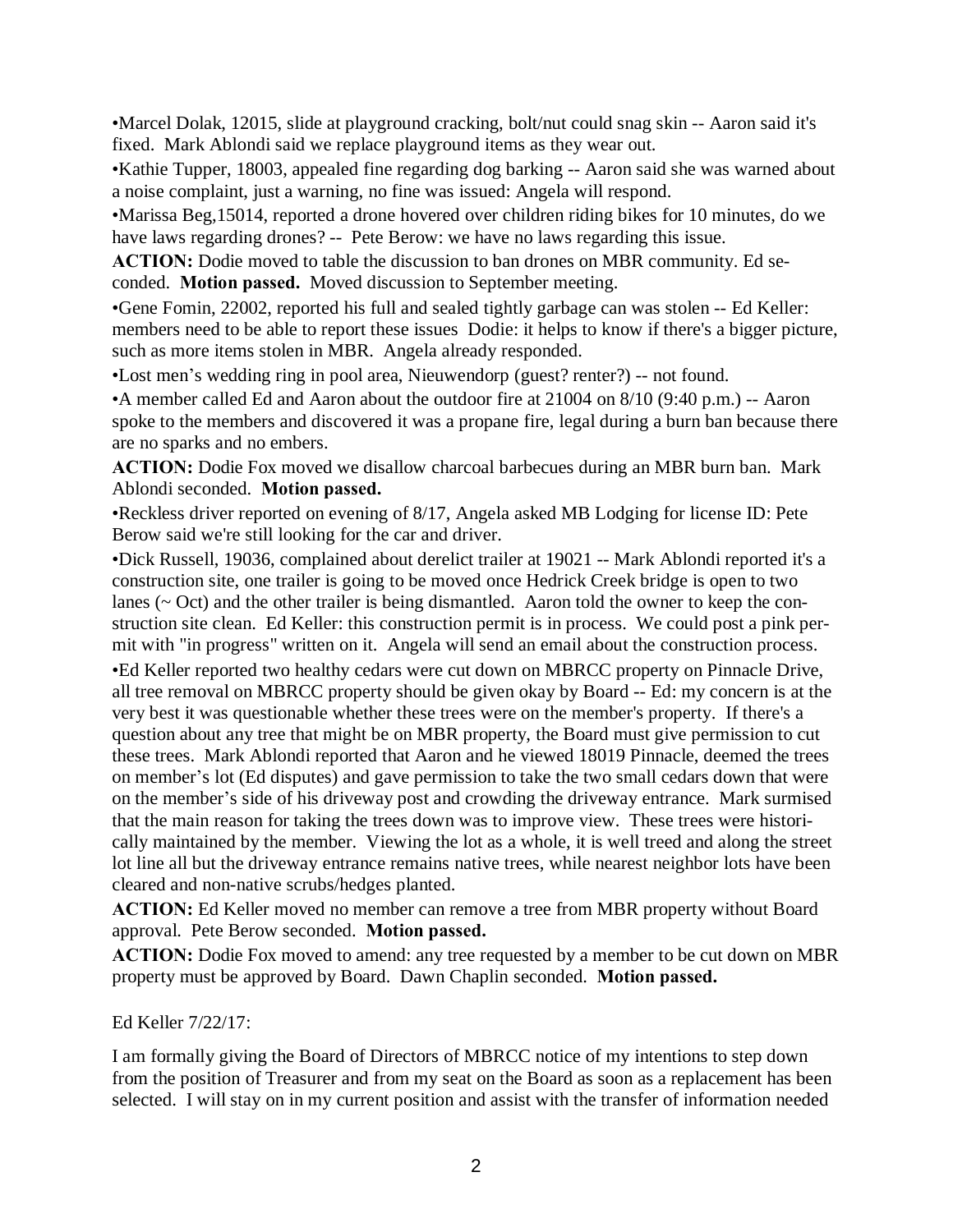•Marcel Dolak, 12015, slide at playground cracking, bolt/nut could snag skin -- Aaron said it's fixed. Mark Ablondi said we replace playground items as they wear out.

•Kathie Tupper, 18003, appealed fine regarding dog barking -- Aaron said she was warned about a noise complaint, just a warning, no fine was issued: Angela will respond.

•Marissa Beg,15014, reported a drone hovered over children riding bikes for 10 minutes, do we have laws regarding drones? -- Pete Berow: we have no laws regarding this issue.

**ACTION:** Dodie moved to table the discussion to ban drones on MBR community. Ed seconded. **Motion passed.** Moved discussion to September meeting.

•Gene Fomin, 22002, reported his full and sealed tightly garbage can was stolen -- Ed Keller: members need to be able to report these issues Dodie: it helps to know if there's a bigger picture, such as more items stolen in MBR. Angela already responded.

•Lost men's wedding ring in pool area, Nieuwendorp (guest? renter?) -- not found.

•A member called Ed and Aaron about the outdoor fire at 21004 on 8/10 (9:40 p.m.) -- Aaron spoke to the members and discovered it was a propane fire, legal during a burn ban because there are no sparks and no embers.

**ACTION:** Dodie Fox moved we disallow charcoal barbecues during an MBR burn ban. Mark Ablondi seconded. **Motion passed.**

•Reckless driver reported on evening of 8/17, Angela asked MB Lodging for license ID: Pete Berow said we're still looking for the car and driver.

•Dick Russell, 19036, complained about derelict trailer at 19021 -- Mark Ablondi reported it's a construction site, one trailer is going to be moved once Hedrick Creek bridge is open to two lanes (~ Oct) and the other trailer is being dismantled. Aaron told the owner to keep the construction site clean. Ed Keller: this construction permit is in process. We could post a pink permit with "in progress" written on it. Angela will send an email about the construction process.

•Ed Keller reported two healthy cedars were cut down on MBRCC property on Pinnacle Drive, all tree removal on MBRCC property should be given okay by Board -- Ed: my concern is at the very best it was questionable whether these trees were on the member's property. If there's a question about any tree that might be on MBR property, the Board must give permission to cut these trees. Mark Ablondi reported that Aaron and he viewed 18019 Pinnacle, deemed the trees on member's lot (Ed disputes) and gave permission to take the two small cedars down that were on the member's side of his driveway post and crowding the driveway entrance. Mark surmised that the main reason for taking the trees down was to improve view. These trees were historically maintained by the member. Viewing the lot as a whole, it is well treed and along the street lot line all but the driveway entrance remains native trees, while nearest neighbor lots have been cleared and non-native scrubs/hedges planted.

**ACTION:** Ed Keller moved no member can remove a tree from MBR property without Board approval. Pete Berow seconded. **Motion passed.**

**ACTION:** Dodie Fox moved to amend: any tree requested by a member to be cut down on MBR property must be approved by Board. Dawn Chaplin seconded. **Motion passed.**

Ed Keller 7/22/17:

I am formally giving the Board of Directors of MBRCC notice of my intentions to step down from the position of Treasurer and from my seat on the Board as soon as a replacement has been selected. I will stay on in my current position and assist with the transfer of information needed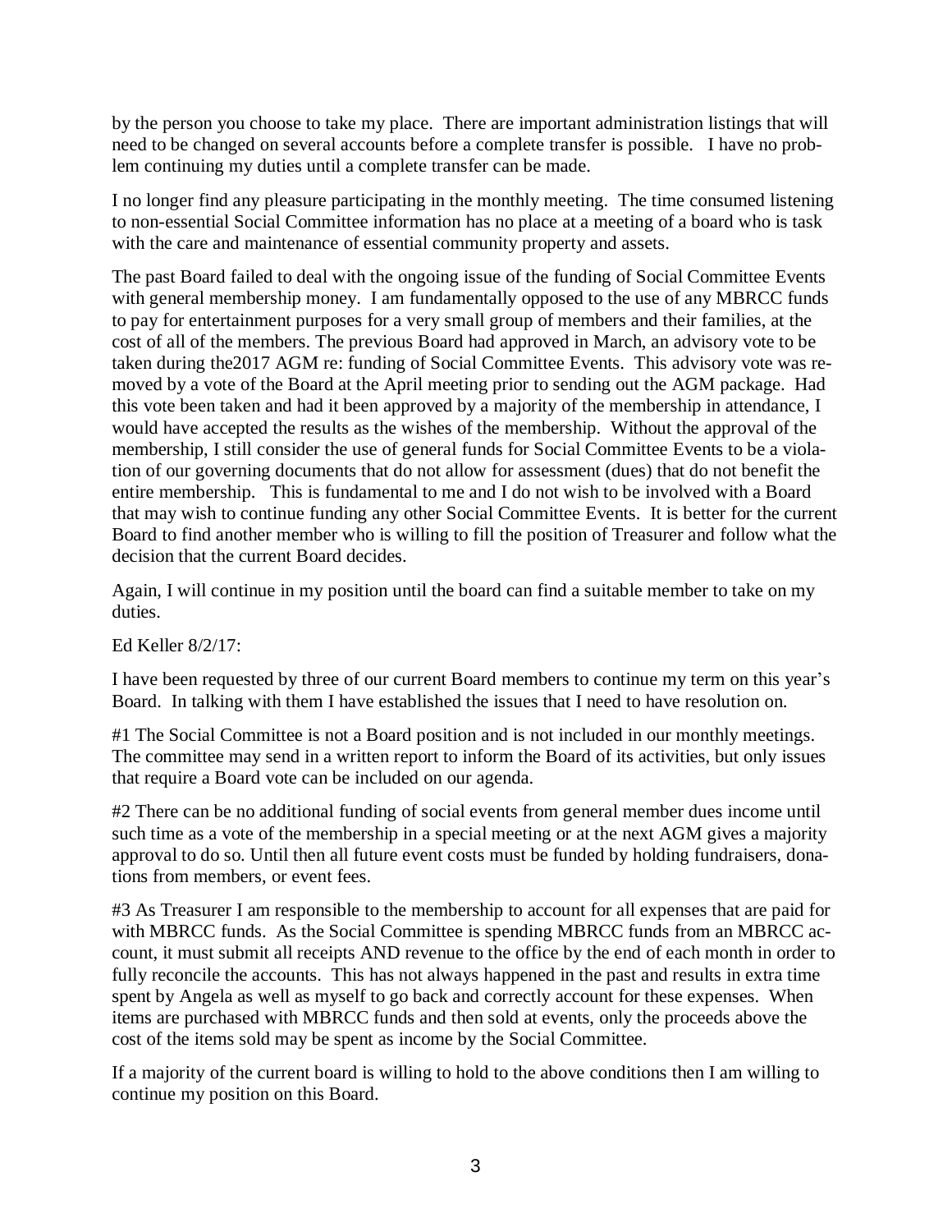by the person you choose to take my place. There are important administration listings that will need to be changed on several accounts before a complete transfer is possible. I have no problem continuing my duties until a complete transfer can be made.

I no longer find any pleasure participating in the monthly meeting. The time consumed listening to non-essential Social Committee information has no place at a meeting of a board who is task with the care and maintenance of essential community property and assets.

The past Board failed to deal with the ongoing issue of the funding of Social Committee Events with general membership money. I am fundamentally opposed to the use of any MBRCC funds to pay for entertainment purposes for a very small group of members and their families, at the cost of all of the members. The previous Board had approved in March, an advisory vote to be taken during the2017 AGM re: funding of Social Committee Events. This advisory vote was removed by a vote of the Board at the April meeting prior to sending out the AGM package. Had this vote been taken and had it been approved by a majority of the membership in attendance, I would have accepted the results as the wishes of the membership. Without the approval of the membership, I still consider the use of general funds for Social Committee Events to be a violation of our governing documents that do not allow for assessment (dues) that do not benefit the entire membership. This is fundamental to me and I do not wish to be involved with a Board that may wish to continue funding any other Social Committee Events. It is better for the current Board to find another member who is willing to fill the position of Treasurer and follow what the decision that the current Board decides.

Again, I will continue in my position until the board can find a suitable member to take on my duties.

Ed Keller 8/2/17:

I have been requested by three of our current Board members to continue my term on this year's Board. In talking with them I have established the issues that I need to have resolution on.

#1 The Social Committee is not a Board position and is not included in our monthly meetings. The committee may send in a written report to inform the Board of its activities, but only issues that require a Board vote can be included on our agenda.

#2 There can be no additional funding of social events from general member dues income until such time as a vote of the membership in a special meeting or at the next AGM gives a majority approval to do so. Until then all future event costs must be funded by holding fundraisers, donations from members, or event fees.

#3 As Treasurer I am responsible to the membership to account for all expenses that are paid for with MBRCC funds. As the Social Committee is spending MBRCC funds from an MBRCC account, it must submit all receipts AND revenue to the office by the end of each month in order to fully reconcile the accounts. This has not always happened in the past and results in extra time spent by Angela as well as myself to go back and correctly account for these expenses. When items are purchased with MBRCC funds and then sold at events, only the proceeds above the cost of the items sold may be spent as income by the Social Committee.

If a majority of the current board is willing to hold to the above conditions then I am willing to continue my position on this Board.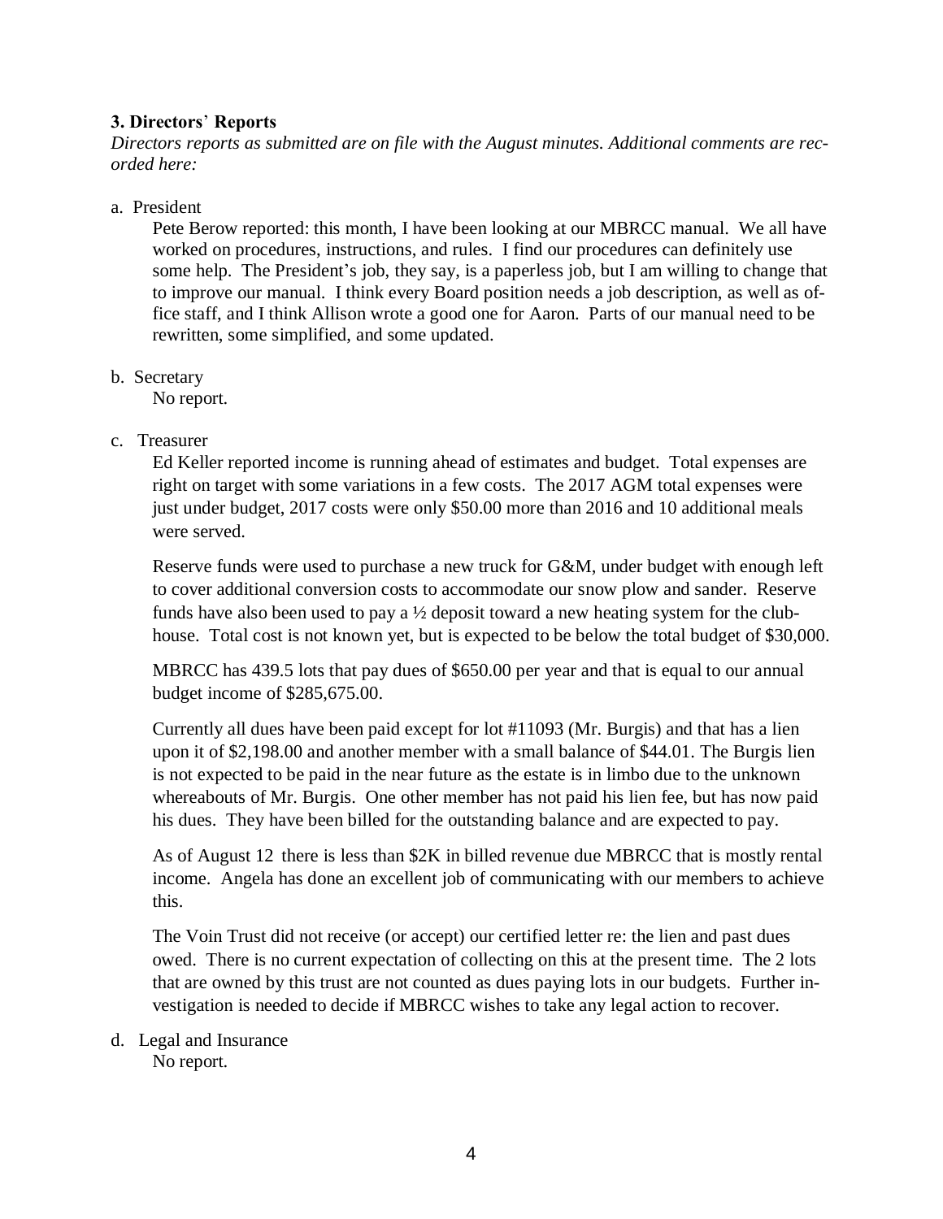**3. Directors' Reports**

*Directors reports as submitted are on file with the August minutes. Additional comments are recorded here:*

a. President

Pete Berow reported: this month, I have been looking at our MBRCC manual. We all have worked on procedures, instructions, and rules. I find our procedures can definitely use some help. The President's job, they say, is a paperless job, but I am willing to change that to improve our manual. I think every Board position needs a job description, as well as office staff, and I think Allison wrote a good one for Aaron. Parts of our manual need to be rewritten, some simplified, and some updated.

b. Secretary

No report.

c. Treasurer

Ed Keller reported income is running ahead of estimates and budget. Total expenses are right on target with some variations in a few costs. The 2017 AGM total expenses were just under budget, 2017 costs were only $50.00 more than 2016 and 10 additional meals were served.

Reserve funds were used to purchase a new truck for G&M, under budget with enough left to cover additional conversion costs to accommodate our snow plow and sander. Reserve funds have also been used to pay a ½ deposit toward a new heating system for the clubhouse. Total cost is not known yet, but is expected to be below the total budget of $30,000.

MBRCC has 439.5 lots that pay dues of $650.00 per year and that is equal to our annual budget income of $285,675.00.

Currently all dues have been paid except for lot #11093 (Mr. Burgis) and that has a lien upon it of $2,198.00 and another member with a small balance of $44.01. The Burgis lien is not expected to be paid in the near future as the estate is in limbo due to the unknown whereabouts of Mr. Burgis. One other member has not paid his lien fee, but has now paid his dues. They have been billed for the outstanding balance and are expected to pay.

As of August 12 there is less than $2K in billed revenue due MBRCC that is mostly rental income. Angela has done an excellent job of communicating with our members to achieve this.

The Voin Trust did not receive (or accept) our certified letter re: the lien and past dues owed. There is no current expectation of collecting on this at the present time. The 2 lots that are owned by this trust are not counted as dues paying lots in our budgets. Further investigation is needed to decide if MBRCC wishes to take any legal action to recover.

d. Legal and Insurance

No report.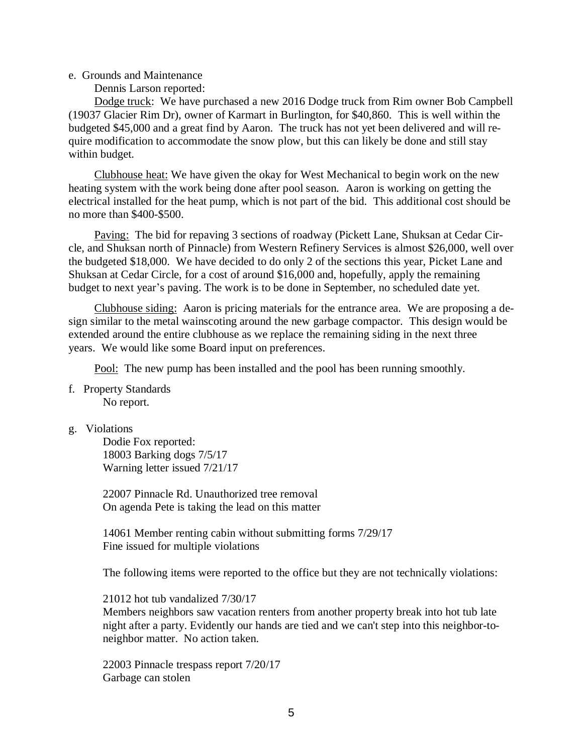e. Grounds and Maintenance

Dennis Larson reported:

Dodge truck: We have purchased a new 2016 Dodge truck from Rim owner Bob Campbell (19037 Glacier Rim Dr), owner of Karmart in Burlington, for $40,860. This is well within the budgeted $45,000 and a great find by Aaron. The truck has not yet been delivered and will require modification to accommodate the snow plow, but this can likely be done and still stay within budget.

Clubhouse heat: We have given the okay for West Mechanical to begin work on the new heating system with the work being done after pool season. Aaron is working on getting the electrical installed for the heat pump, which is not part of the bid. This additional cost should be no more than $400-$500.

Paving: The bid for repaving 3 sections of roadway (Pickett Lane, Shuksan at Cedar Circle, and Shuksan north of Pinnacle) from Western Refinery Services is almost $26,000, well over the budgeted $18,000. We have decided to do only 2 of the sections this year, Picket Lane and Shuksan at Cedar Circle, for a cost of around $16,000 and, hopefully, apply the remaining budget to next year's paving. The work is to be done in September, no scheduled date yet.

Clubhouse siding: Aaron is pricing materials for the entrance area. We are proposing a design similar to the metal wainscoting around the new garbage compactor. This design would be extended around the entire clubhouse as we replace the remaining siding in the next three years. We would like some Board input on preferences.

Pool: The new pump has been installed and the pool has been running smoothly.

f. Property Standards

No report.

g. Violations

Dodie Fox reported:
18003 Barking dogs 7/5/17
Warning letter issued 7/21/17

22007 Pinnacle Rd. Unauthorized tree removal
On agenda Pete is taking the lead on this matter

14061 Member renting cabin without submitting forms 7/29/17
Fine issued for multiple violations

The following items were reported to the office but they are not technically violations:

21012 hot tub vandalized 7/30/17
Members neighbors saw vacation renters from another property break into hot tub late night after a party. Evidently our hands are tied and we can't step into this neighbor-to-neighbor matter. No action taken.

22003 Pinnacle trespass report 7/20/17
Garbage can stolen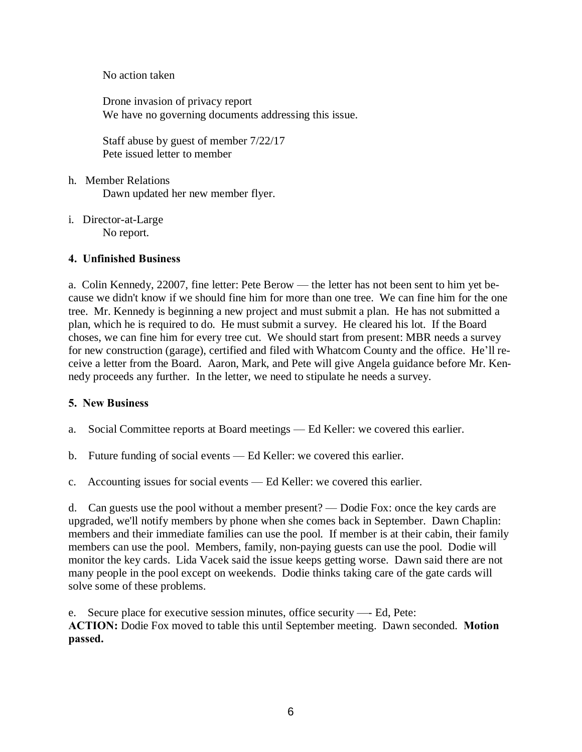No action taken

Drone invasion of privacy report
We have no governing documents addressing this issue.

Staff abuse by guest of member 7/22/17
Pete issued letter to member

h. Member Relations
Dawn updated her new member flyer.

i. Director-at-Large
No report.

**4. Unfinished Business**

a. Colin Kennedy, 22007, fine letter: Pete Berow — the letter has not been sent to him yet because we didn't know if we should fine him for more than one tree. We can fine him for the one tree. Mr. Kennedy is beginning a new project and must submit a plan. He has not submitted a plan, which he is required to do. He must submit a survey. He cleared his lot. If the Board choses, we can fine him for every tree cut. We should start from present: MBR needs a survey for new construction (garage), certified and filed with Whatcom County and the office. He'll receive a letter from the Board. Aaron, Mark, and Pete will give Angela guidance before Mr. Kennedy proceeds any further. In the letter, we need to stipulate he needs a survey.

**5. New Business**

a. Social Committee reports at Board meetings — Ed Keller: we covered this earlier.

b. Future funding of social events — Ed Keller: we covered this earlier.

c. Accounting issues for social events — Ed Keller: we covered this earlier.

d. Can guests use the pool without a member present? — Dodie Fox: once the key cards are upgraded, we'll notify members by phone when she comes back in September. Dawn Chaplin: members and their immediate families can use the pool. If member is at their cabin, their family members can use the pool. Members, family, non-paying guests can use the pool. Dodie will monitor the key cards. Lida Vacek said the issue keeps getting worse. Dawn said there are not many people in the pool except on weekends. Dodie thinks taking care of the gate cards will solve some of these problems.

e. Secure place for executive session minutes, office security —- Ed, Pete:
**ACTION:** Dodie Fox moved to table this until September meeting. Dawn seconded. **Motion passed.**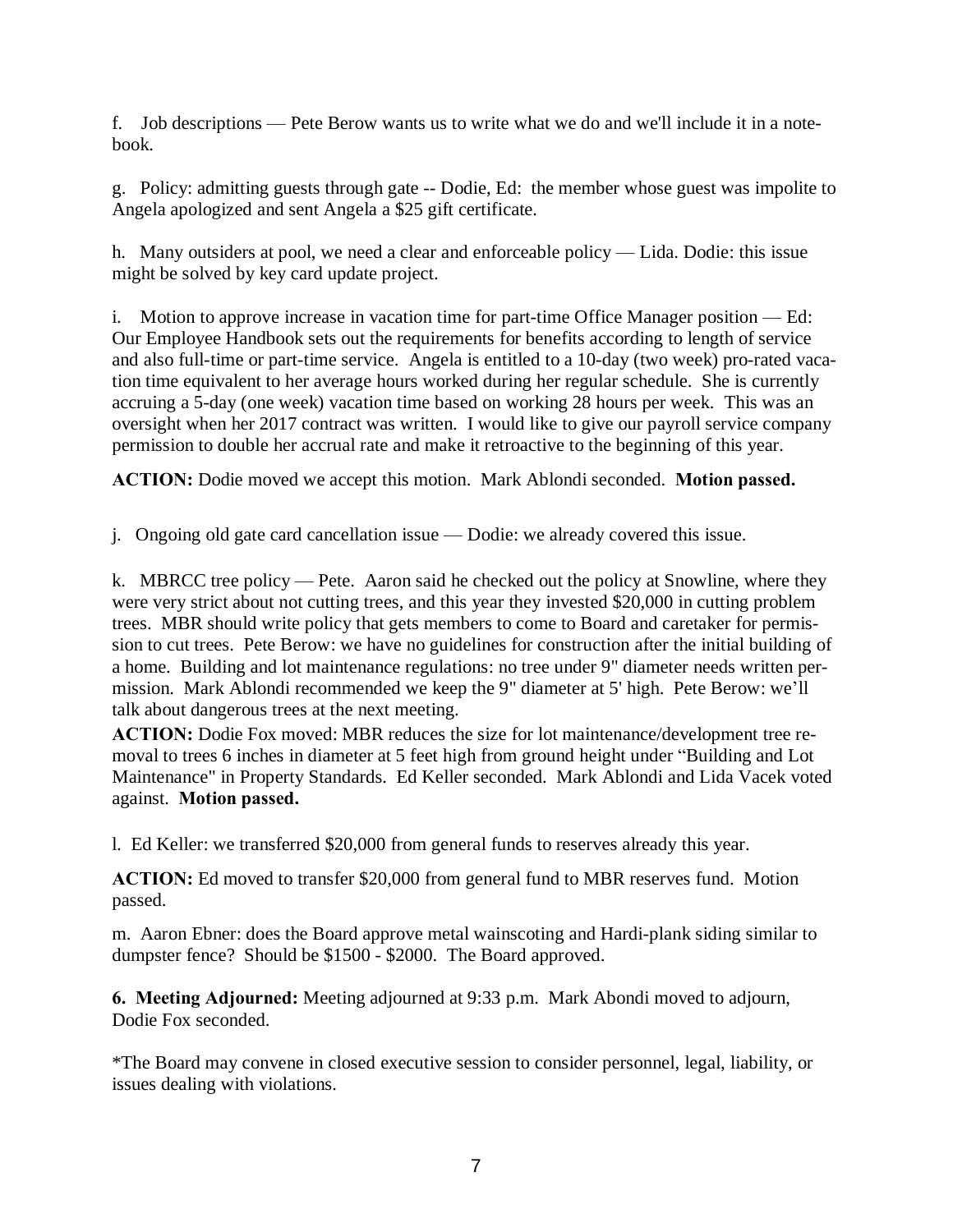f. Job descriptions — Pete Berow wants us to write what we do and we'll include it in a notebook.

g. Policy: admitting guests through gate -- Dodie, Ed: the member whose guest was impolite to Angela apologized and sent Angela a $25 gift certificate.

h. Many outsiders at pool, we need a clear and enforceable policy — Lida. Dodie: this issue might be solved by key card update project.

i. Motion to approve increase in vacation time for part-time Office Manager position — Ed: Our Employee Handbook sets out the requirements for benefits according to length of service and also full-time or part-time service. Angela is entitled to a 10-day (two week) pro-rated vacation time equivalent to her average hours worked during her regular schedule. She is currently accruing a 5-day (one week) vacation time based on working 28 hours per week. This was an oversight when her 2017 contract was written. I would like to give our payroll service company permission to double her accrual rate and make it retroactive to the beginning of this year.

**ACTION:** Dodie moved we accept this motion. Mark Ablondi seconded. **Motion passed.**

j. Ongoing old gate card cancellation issue — Dodie: we already covered this issue.

k. MBRCC tree policy — Pete. Aaron said he checked out the policy at Snowline, where they were very strict about not cutting trees, and this year they invested $20,000 in cutting problem trees. MBR should write policy that gets members to come to Board and caretaker for permission to cut trees. Pete Berow: we have no guidelines for construction after the initial building of a home. Building and lot maintenance regulations: no tree under 9" diameter needs written permission. Mark Ablondi recommended we keep the 9" diameter at 5' high. Pete Berow: we'll talk about dangerous trees at the next meeting.

**ACTION:** Dodie Fox moved: MBR reduces the size for lot maintenance/development tree removal to trees 6 inches in diameter at 5 feet high from ground height under "Building and Lot Maintenance" in Property Standards. Ed Keller seconded. Mark Ablondi and Lida Vacek voted against. **Motion passed.**

l. Ed Keller: we transferred $20,000 from general funds to reserves already this year.

**ACTION:** Ed moved to transfer $20,000 from general fund to MBR reserves fund. Motion passed.

m. Aaron Ebner: does the Board approve metal wainscoting and Hardi-plank siding similar to dumpster fence? Should be $1500 - $2000. The Board approved.

**6. Meeting Adjourned:** Meeting adjourned at 9:33 p.m. Mark Abondi moved to adjourn, Dodie Fox seconded.

*The Board may convene in closed executive session to consider personnel, legal, liability, or issues dealing with violations.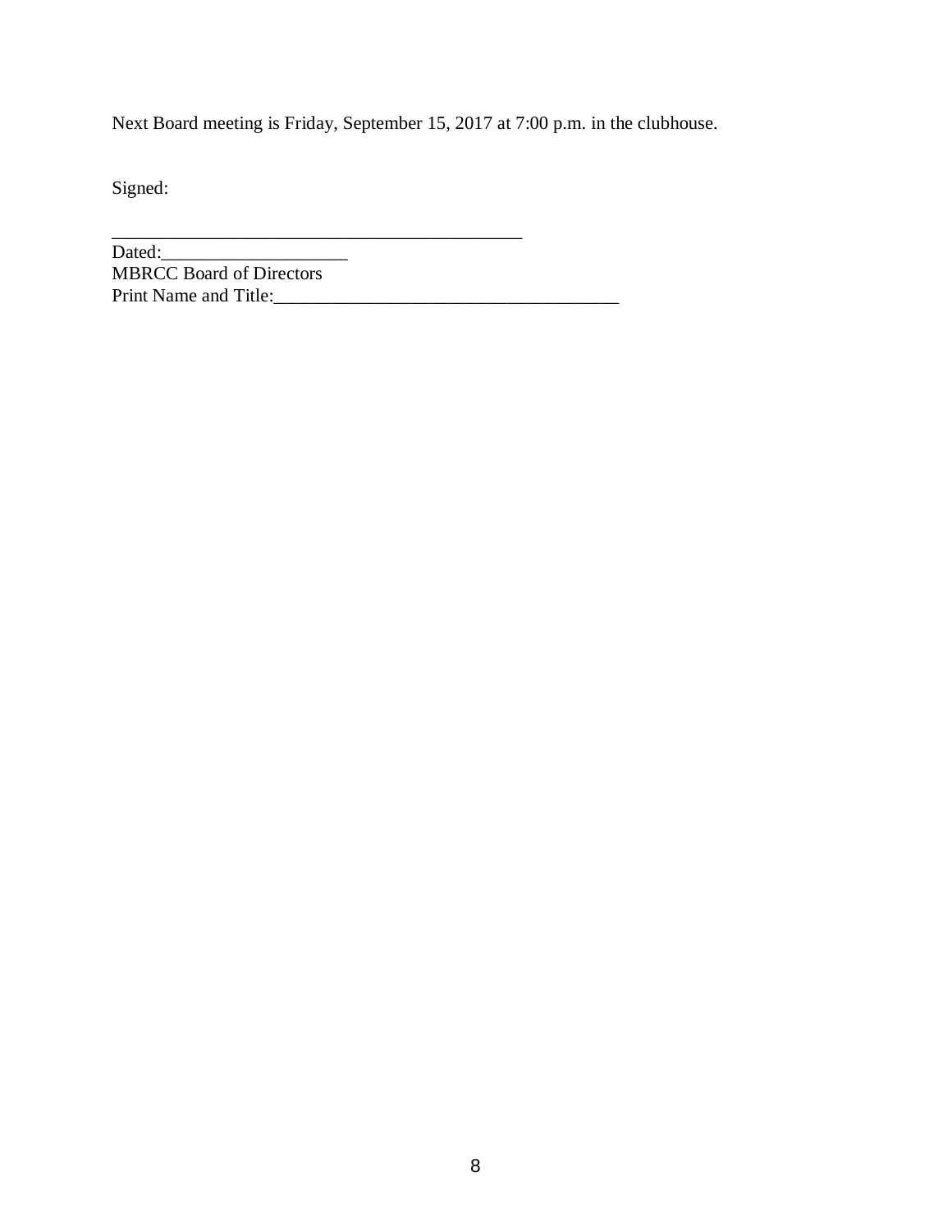Next Board meeting is Friday, September 15, 2017 at 7:00 p.m. in the clubhouse.

Signed:

______________________________________________
Dated:_____________________
MBRCC Board of Directors
Print Name and Title:_____________________________________